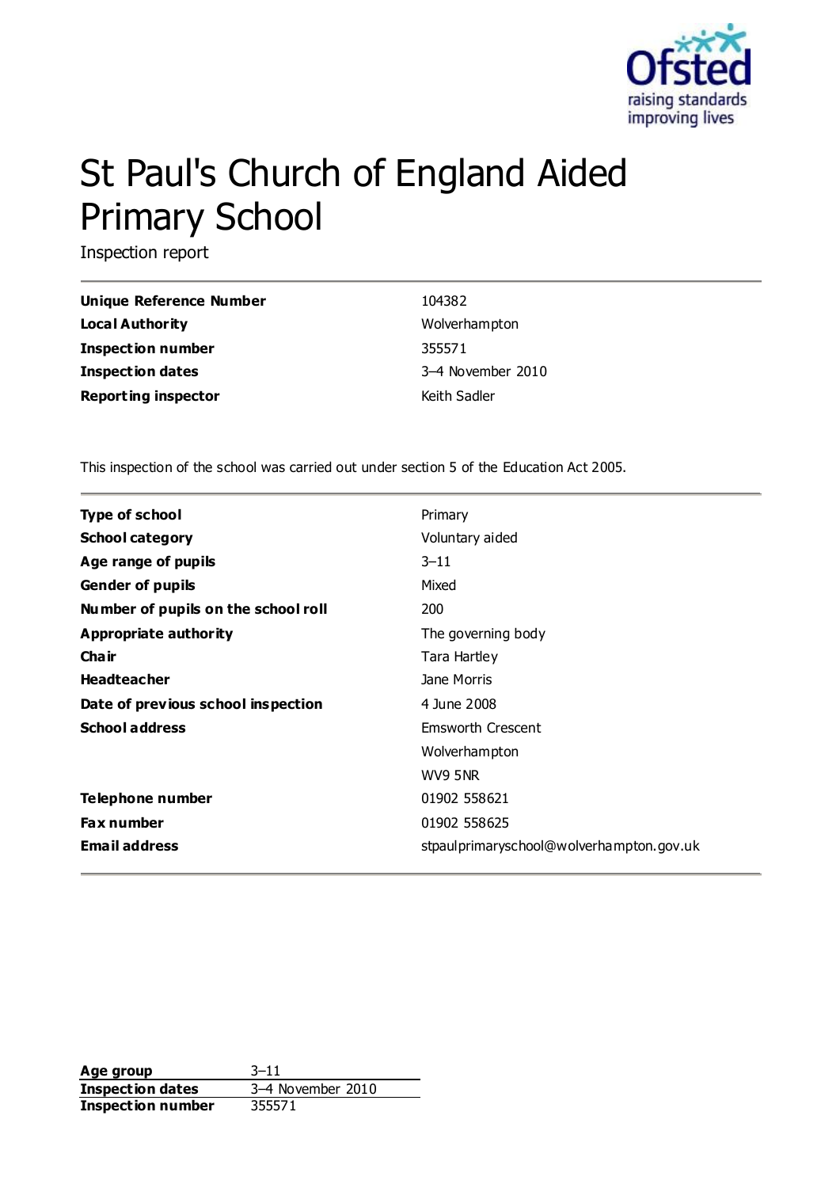# St Paul's Church of England Aided Primary School

Inspection report

| | |
|---|---|
| **Unique Reference Number** | 104382 |
| **Local Authority** | Wolverhampton |
| **Inspection number** | 355571 |
| **Inspection dates** | 3–4 November 2010 |
| **Reporting inspector** | Keith Sadler |

This inspection of the school was carried out under section 5 of the Education Act 2005.

| | |
|---|---|
| **Type of school** | Primary |
| **School category** | Voluntary aided |
| **Age range of pupils** | 3–11 |
| **Gender of pupils** | Mixed |
| **Number of pupils on the school roll** | 200 |
| **Appropriate authority** | The governing body |
| **Chair** | Tara Hartley |
| **Headteacher** | Jane Morris |
| **Date of previous school inspection** | 4 June 2008 |
| **School address** | Emsworth Crescent<br>Wolverhampton<br>WV9 5NR |
| **Telephone number** | 01902 558621 |
| **Fax number** | 01902 558625 |
| **Email address** | stpaulprimaryschool@wolverhampton.gov.uk |

| | |
|---|---|
| **Age group** | 3–11 |
| **Inspection dates** | 3–4 November 2010 |
| **Inspection number** | 355571 |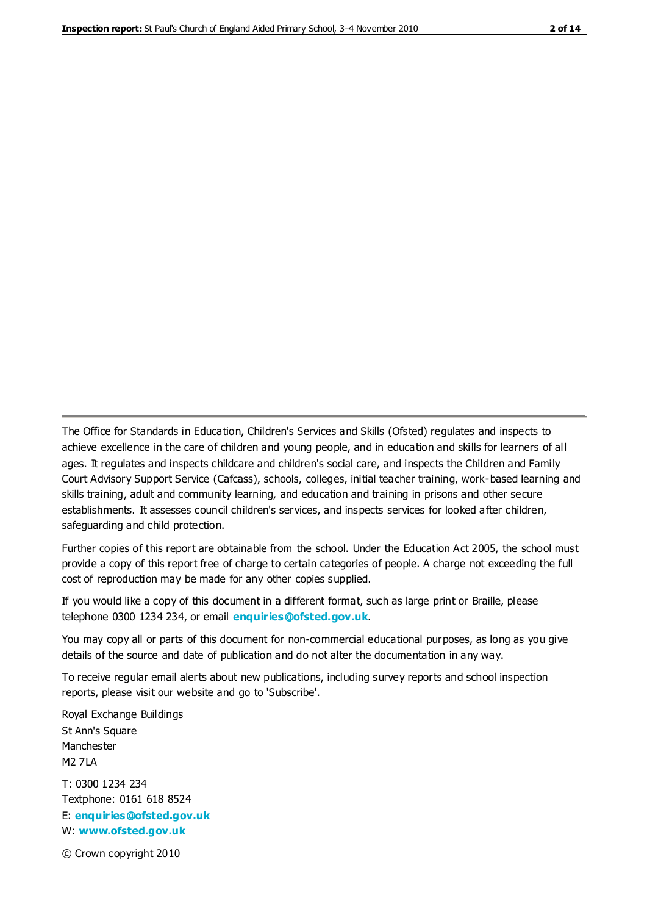The Office for Standards in Education, Children's Services and Skills (Ofsted) regulates and inspects to achieve excellence in the care of children and young people, and in education and skills for learners of all ages. It regulates and inspects childcare and children's social care, and inspects the Children and Family Court Advisory Support Service (Cafcass), schools, colleges, initial teacher training, work-based learning and skills training, adult and community learning, and education and training in prisons and other secure establishments. It assesses council children's services, and inspects services for looked after children, safeguarding and child protection.

Further copies of this report are obtainable from the school. Under the Education Act 2005, the school must provide a copy of this report free of charge to certain categories of people. A charge not exceeding the full cost of reproduction may be made for any other copies supplied.

If you would like a copy of this document in a different format, such as large print or Braille, please telephone 0300 1234 234, or email **enquiries@ofsted.gov.uk**.

You may copy all or parts of this document for non-commercial educational purposes, as long as you give details of the source and date of publication and do not alter the documentation in any way.

To receive regular email alerts about new publications, including survey reports and school inspection reports, please visit our website and go to 'Subscribe'.

Royal Exchange Buildings
St Ann's Square
Manchester
M2 7LA

T: 0300 1234 234
Textphone: 0161 618 8524
E: **enquiries@ofsted.gov.uk**
W: **www.ofsted.gov.uk**

© Crown copyright 2010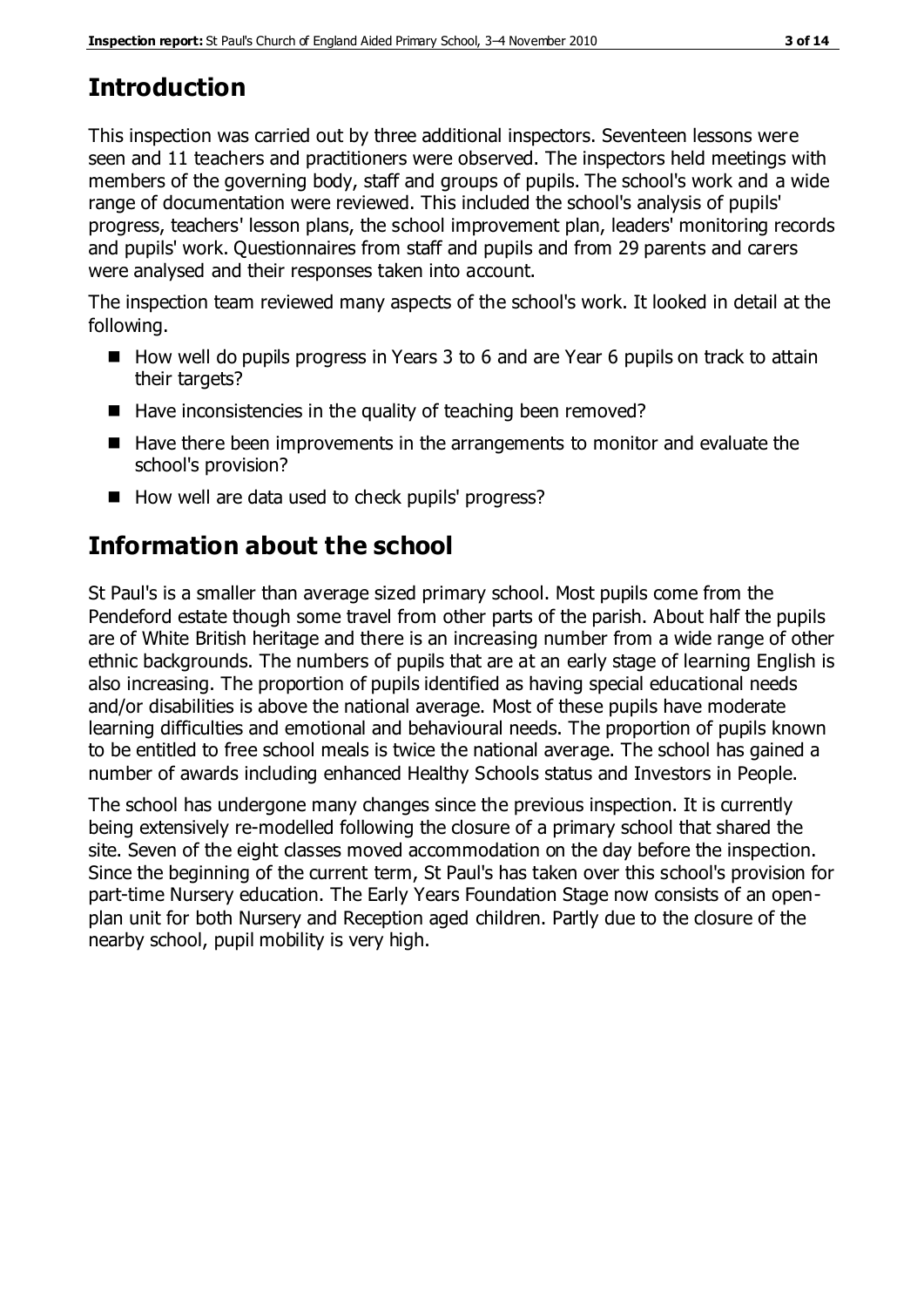# Introduction

This inspection was carried out by three additional inspectors. Seventeen lessons were seen and 11 teachers and practitioners were observed. The inspectors held meetings with members of the governing body, staff and groups of pupils. The school's work and a wide range of documentation were reviewed. This included the school's analysis of pupils' progress, teachers' lesson plans, the school improvement plan, leaders' monitoring records and pupils' work. Questionnaires from staff and pupils and from 29 parents and carers were analysed and their responses taken into account.

The inspection team reviewed many aspects of the school's work. It looked in detail at the following.

- How well do pupils progress in Years 3 to 6 and are Year 6 pupils on track to attain their targets?
- Have inconsistencies in the quality of teaching been removed?
- Have there been improvements in the arrangements to monitor and evaluate the school's provision?
- How well are data used to check pupils' progress?

# Information about the school

St Paul's is a smaller than average sized primary school. Most pupils come from the Pendeford estate though some travel from other parts of the parish. About half the pupils are of White British heritage and there is an increasing number from a wide range of other ethnic backgrounds. The numbers of pupils that are at an early stage of learning English is also increasing. The proportion of pupils identified as having special educational needs and/or disabilities is above the national average. Most of these pupils have moderate learning difficulties and emotional and behavioural needs. The proportion of pupils known to be entitled to free school meals is twice the national average. The school has gained a number of awards including enhanced Healthy Schools status and Investors in People.

The school has undergone many changes since the previous inspection. It is currently being extensively re-modelled following the closure of a primary school that shared the site. Seven of the eight classes moved accommodation on the day before the inspection. Since the beginning of the current term, St Paul's has taken over this school's provision for part-time Nursery education. The Early Years Foundation Stage now consists of an open-plan unit for both Nursery and Reception aged children. Partly due to the closure of the nearby school, pupil mobility is very high.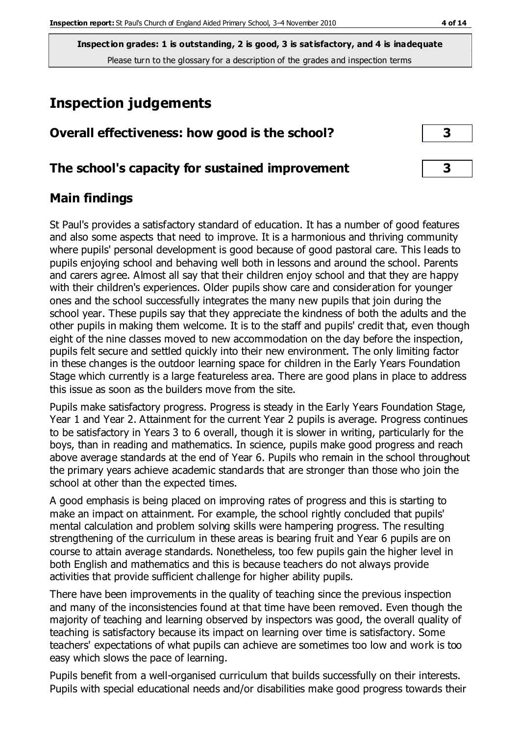**Inspection grades: 1 is outstanding, 2 is good, 3 is satisfactory, and 4 is inadequate**
Please turn to the glossary for a description of the grades and inspection terms

# Inspection judgements

## Overall effectiveness: how good is the school? 3

## The school's capacity for sustained improvement 3

## Main findings

St Paul's provides a satisfactory standard of education. It has a number of good features and also some aspects that need to improve. It is a harmonious and thriving community where pupils' personal development is good because of good pastoral care. This leads to pupils enjoying school and behaving well both in lessons and around the school. Parents and carers agree. Almost all say that their children enjoy school and that they are happy with their children's experiences. Older pupils show care and consideration for younger ones and the school successfully integrates the many new pupils that join during the school year. These pupils say that they appreciate the kindness of both the adults and the other pupils in making them welcome. It is to the staff and pupils' credit that, even though eight of the nine classes moved to new accommodation on the day before the inspection, pupils felt secure and settled quickly into their new environment. The only limiting factor in these changes is the outdoor learning space for children in the Early Years Foundation Stage which currently is a large featureless area. There are good plans in place to address this issue as soon as the builders move from the site.

Pupils make satisfactory progress. Progress is steady in the Early Years Foundation Stage, Year 1 and Year 2. Attainment for the current Year 2 pupils is average. Progress continues to be satisfactory in Years 3 to 6 overall, though it is slower in writing, particularly for the boys, than in reading and mathematics. In science, pupils make good progress and reach above average standards at the end of Year 6. Pupils who remain in the school throughout the primary years achieve academic standards that are stronger than those who join the school at other than the expected times.

A good emphasis is being placed on improving rates of progress and this is starting to make an impact on attainment. For example, the school rightly concluded that pupils' mental calculation and problem solving skills were hampering progress. The resulting strengthening of the curriculum in these areas is bearing fruit and Year 6 pupils are on course to attain average standards. Nonetheless, too few pupils gain the higher level in both English and mathematics and this is because teachers do not always provide activities that provide sufficient challenge for higher ability pupils.

There have been improvements in the quality of teaching since the previous inspection and many of the inconsistencies found at that time have been removed. Even though the majority of teaching and learning observed by inspectors was good, the overall quality of teaching is satisfactory because its impact on learning over time is satisfactory. Some teachers' expectations of what pupils can achieve are sometimes too low and work is too easy which slows the pace of learning.

Pupils benefit from a well-organised curriculum that builds successfully on their interests. Pupils with special educational needs and/or disabilities make good progress towards their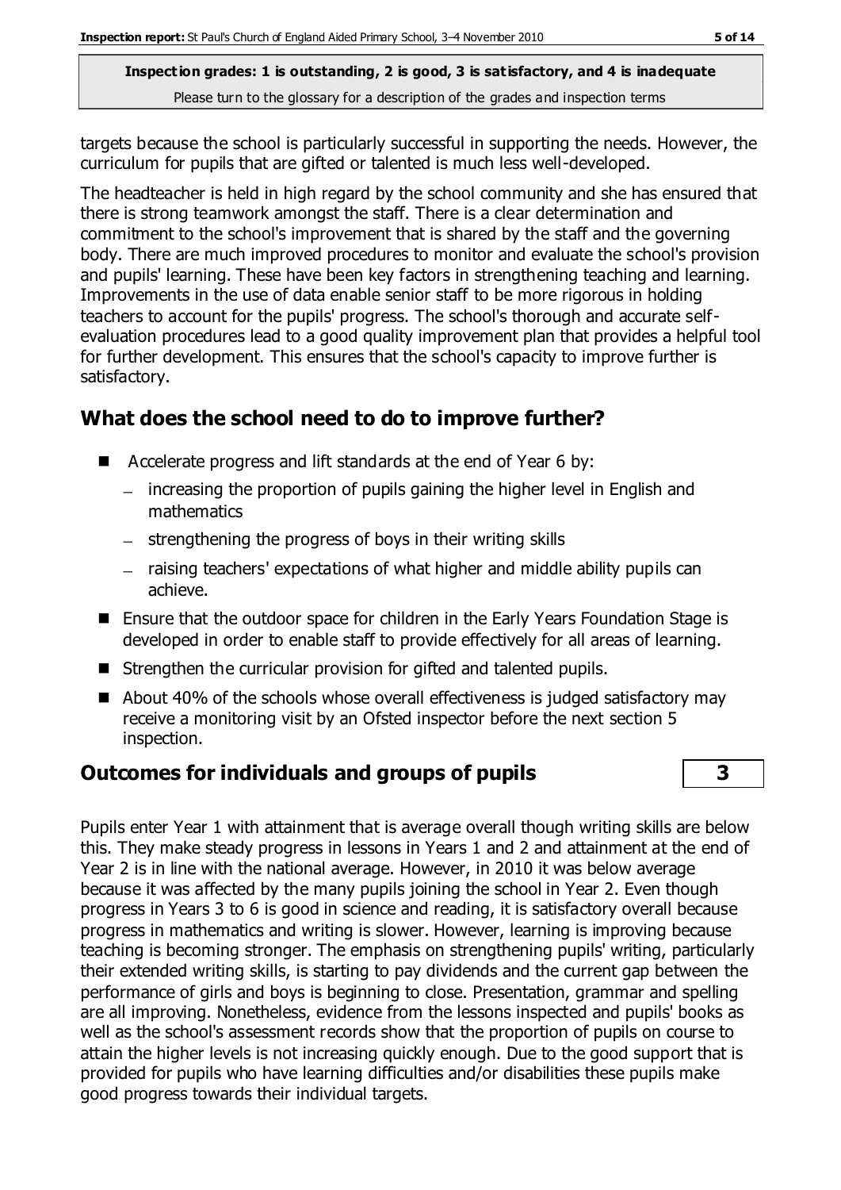targets because the school is particularly successful in supporting the needs. However, the curriculum for pupils that are gifted or talented is much less well-developed.

The headteacher is held in high regard by the school community and she has ensured that there is strong teamwork amongst the staff. There is a clear determination and commitment to the school's improvement that is shared by the staff and the governing body. There are much improved procedures to monitor and evaluate the school's provision and pupils' learning. These have been key factors in strengthening teaching and learning. Improvements in the use of data enable senior staff to be more rigorous in holding teachers to account for the pupils' progress. The school's thorough and accurate self-evaluation procedures lead to a good quality improvement plan that provides a helpful tool for further development. This ensures that the school's capacity to improve further is satisfactory.

## What does the school need to do to improve further?

- Accelerate progress and lift standards at the end of Year 6 by:
  - increasing the proportion of pupils gaining the higher level in English and mathematics
  - strengthening the progress of boys in their writing skills
  - raising teachers' expectations of what higher and middle ability pupils can achieve.
- Ensure that the outdoor space for children in the Early Years Foundation Stage is developed in order to enable staff to provide effectively for all areas of learning.
- Strengthen the curricular provision for gifted and talented pupils.
- About 40% of the schools whose overall effectiveness is judged satisfactory may receive a monitoring visit by an Ofsted inspector before the next section 5 inspection.

## Outcomes for individuals and groups of pupils — 3

Pupils enter Year 1 with attainment that is average overall though writing skills are below this. They make steady progress in lessons in Years 1 and 2 and attainment at the end of Year 2 is in line with the national average. However, in 2010 it was below average because it was affected by the many pupils joining the school in Year 2. Even though progress in Years 3 to 6 is good in science and reading, it is satisfactory overall because progress in mathematics and writing is slower. However, learning is improving because teaching is becoming stronger. The emphasis on strengthening pupils' writing, particularly their extended writing skills, is starting to pay dividends and the current gap between the performance of girls and boys is beginning to close. Presentation, grammar and spelling are all improving. Nonetheless, evidence from the lessons inspected and pupils' books as well as the school's assessment records show that the proportion of pupils on course to attain the higher levels is not increasing quickly enough. Due to the good support that is provided for pupils who have learning difficulties and/or disabilities these pupils make good progress towards their individual targets.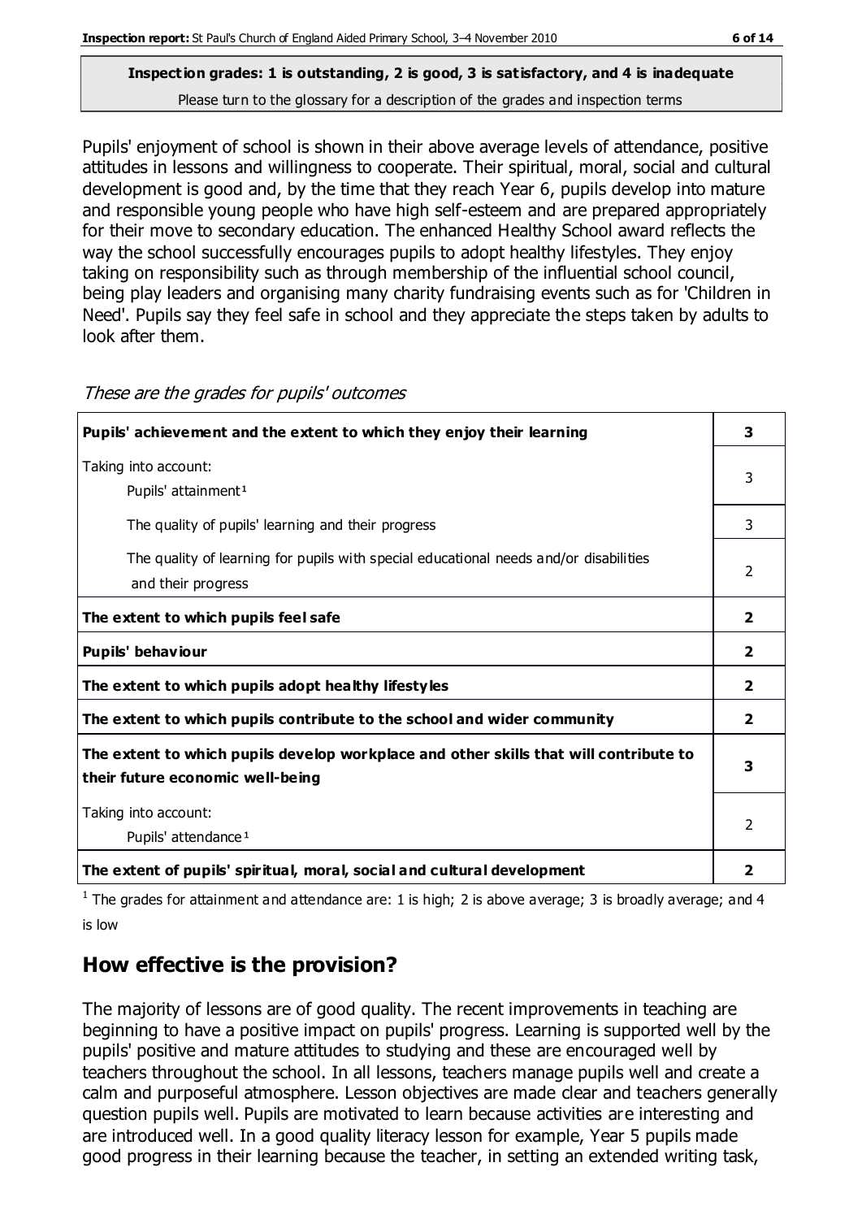**Inspection grades: 1 is outstanding, 2 is good, 3 is satisfactory, and 4 is inadequate**
Please turn to the glossary for a description of the grades and inspection terms

Pupils' enjoyment of school is shown in their above average levels of attendance, positive attitudes in lessons and willingness to cooperate. Their spiritual, moral, social and cultural development is good and, by the time that they reach Year 6, pupils develop into mature and responsible young people who have high self-esteem and are prepared appropriately for their move to secondary education. The enhanced Healthy School award reflects the way the school successfully encourages pupils to adopt healthy lifestyles. They enjoy taking on responsibility such as through membership of the influential school council, being play leaders and organising many charity fundraising events such as for 'Children in Need'. Pupils say they feel safe in school and they appreciate the steps taken by adults to look after them.

*These are the grades for pupils' outcomes*

| | |
|---|---|
| **Pupils' achievement and the extent to which they enjoy their learning** | **3** |
| Taking into account: Pupils' attainment[1] | 3 |
| The quality of pupils' learning and their progress | 3 |
| The quality of learning for pupils with special educational needs and/or disabilities and their progress | 2 |
| **The extent to which pupils feel safe** | **2** |
| **Pupils' behaviour** | **2** |
| **The extent to which pupils adopt healthy lifestyles** | **2** |
| **The extent to which pupils contribute to the school and wider community** | **2** |
| **The extent to which pupils develop workplace and other skills that will contribute to their future economic well-being** | **3** |
| Taking into account: Pupils' attendance[1] | 2 |
| **The extent of pupils' spiritual, moral, social and cultural development** | **2** |

[1] The grades for attainment and attendance are: 1 is high; 2 is above average; 3 is broadly average; and 4 is low

## How effective is the provision?

The majority of lessons are of good quality. The recent improvements in teaching are beginning to have a positive impact on pupils' progress. Learning is supported well by the pupils' positive and mature attitudes to studying and these are encouraged well by teachers throughout the school. In all lessons, teachers manage pupils well and create a calm and purposeful atmosphere. Lesson objectives are made clear and teachers generally question pupils well. Pupils are motivated to learn because activities are interesting and are introduced well. In a good quality literacy lesson for example, Year 5 pupils made good progress in their learning because the teacher, in setting an extended writing task,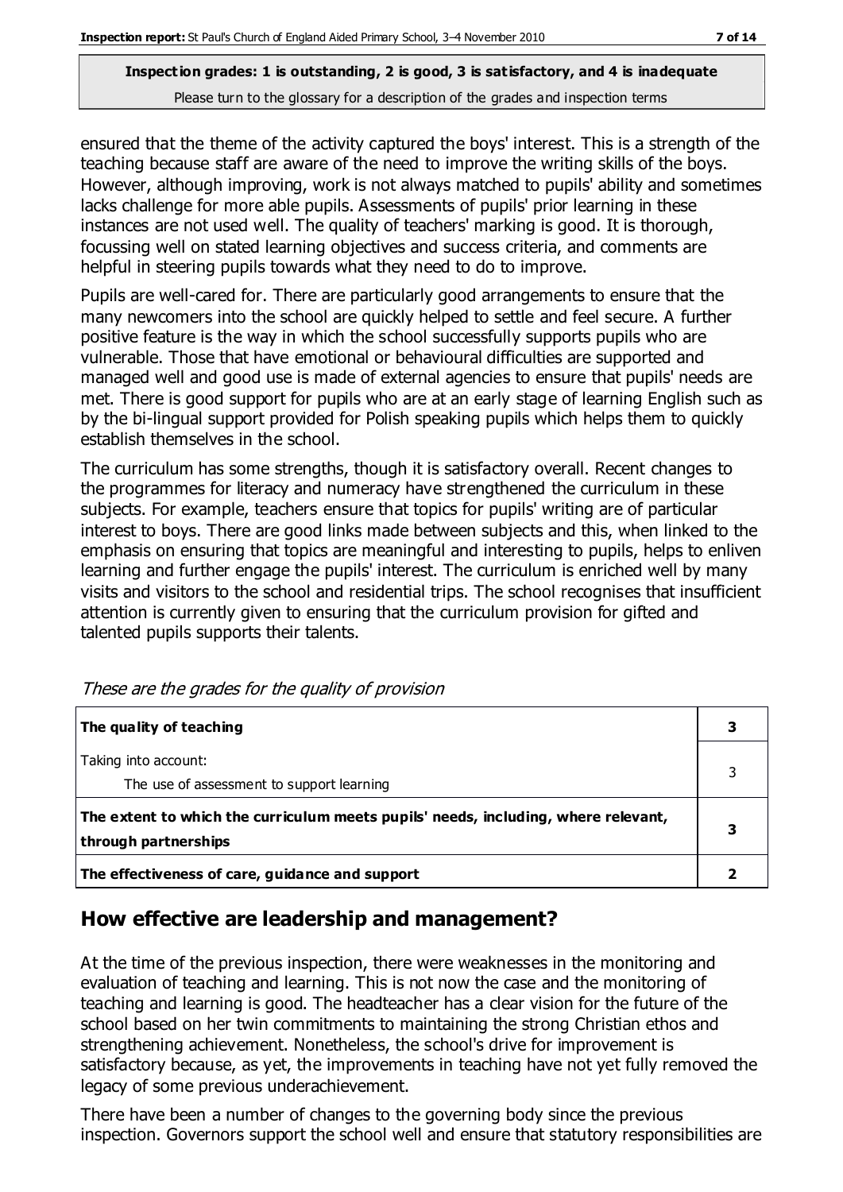ensured that the theme of the activity captured the boys' interest. This is a strength of the teaching because staff are aware of the need to improve the writing skills of the boys. However, although improving, work is not always matched to pupils' ability and sometimes lacks challenge for more able pupils. Assessments of pupils' prior learning in these instances are not used well. The quality of teachers' marking is good. It is thorough, focussing well on stated learning objectives and success criteria, and comments are helpful in steering pupils towards what they need to do to improve.

Pupils are well-cared for. There are particularly good arrangements to ensure that the many newcomers into the school are quickly helped to settle and feel secure. A further positive feature is the way in which the school successfully supports pupils who are vulnerable. Those that have emotional or behavioural difficulties are supported and managed well and good use is made of external agencies to ensure that pupils' needs are met. There is good support for pupils who are at an early stage of learning English such as by the bi-lingual support provided for Polish speaking pupils which helps them to quickly establish themselves in the school.

The curriculum has some strengths, though it is satisfactory overall. Recent changes to the programmes for literacy and numeracy have strengthened the curriculum in these subjects. For example, teachers ensure that topics for pupils' writing are of particular interest to boys. There are good links made between subjects and this, when linked to the emphasis on ensuring that topics are meaningful and interesting to pupils, helps to enliven learning and further engage the pupils' interest. The curriculum is enriched well by many visits and visitors to the school and residential trips. The school recognises that insufficient attention is currently given to ensuring that the curriculum provision for gifted and talented pupils supports their talents.

*These are the grades for the quality of provision*

| | |
|---|---|
| **The quality of teaching** | **3** |
| Taking into account:<br>The use of assessment to support learning | 3 |
| **The extent to which the curriculum meets pupils' needs, including, where relevant, through partnerships** | **3** |
| **The effectiveness of care, guidance and support** | **2** |

## How effective are leadership and management?

At the time of the previous inspection, there were weaknesses in the monitoring and evaluation of teaching and learning. This is not now the case and the monitoring of teaching and learning is good. The headteacher has a clear vision for the future of the school based on her twin commitments to maintaining the strong Christian ethos and strengthening achievement. Nonetheless, the school's drive for improvement is satisfactory because, as yet, the improvements in teaching have not yet fully removed the legacy of some previous underachievement.

There have been a number of changes to the governing body since the previous inspection. Governors support the school well and ensure that statutory responsibilities are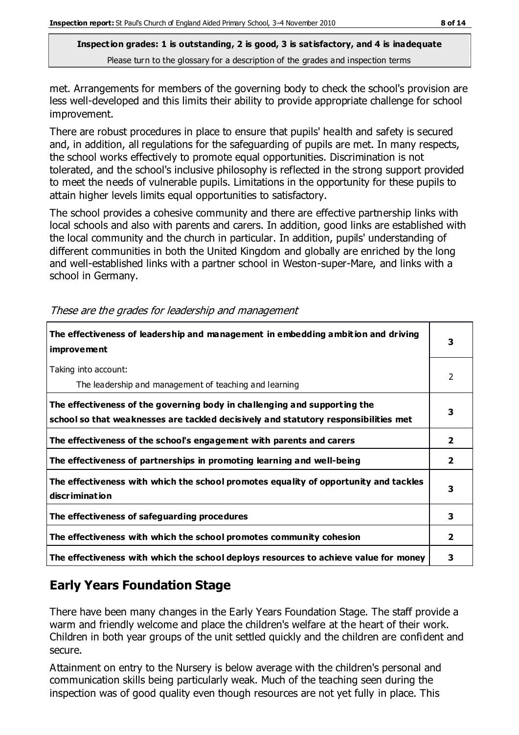met. Arrangements for members of the governing body to check the school's provision are less well-developed and this limits their ability to provide appropriate challenge for school improvement.

There are robust procedures in place to ensure that pupils' health and safety is secured and, in addition, all regulations for the safeguarding of pupils are met. In many respects, the school works effectively to promote equal opportunities. Discrimination is not tolerated, and the school's inclusive philosophy is reflected in the strong support provided to meet the needs of vulnerable pupils. Limitations in the opportunity for these pupils to attain higher levels limits equal opportunities to satisfactory.

The school provides a cohesive community and there are effective partnership links with local schools and also with parents and carers. In addition, good links are established with the local community and the church in particular. In addition, pupils' understanding of different communities in both the United Kingdom and globally are enriched by the long and well-established links with a partner school in Weston-super-Mare, and links with a school in Germany.

*These are the grades for leadership and management*

| | |
|---|---|
| **The effectiveness of leadership and management in embedding ambition and driving improvement** | **3** |
| Taking into account:<br>The leadership and management of teaching and learning | 2 |
| **The effectiveness of the governing body in challenging and supporting the school so that weaknesses are tackled decisively and statutory responsibilities met** | **3** |
| **The effectiveness of the school's engagement with parents and carers** | **2** |
| **The effectiveness of partnerships in promoting learning and well-being** | **2** |
| **The effectiveness with which the school promotes equality of opportunity and tackles discrimination** | **3** |
| **The effectiveness of safeguarding procedures** | **3** |
| **The effectiveness with which the school promotes community cohesion** | **2** |
| **The effectiveness with which the school deploys resources to achieve value for money** | **3** |

## Early Years Foundation Stage

There have been many changes in the Early Years Foundation Stage. The staff provide a warm and friendly welcome and place the children's welfare at the heart of their work. Children in both year groups of the unit settled quickly and the children are confident and secure.

Attainment on entry to the Nursery is below average with the children's personal and communication skills being particularly weak. Much of the teaching seen during the inspection was of good quality even though resources are not yet fully in place. This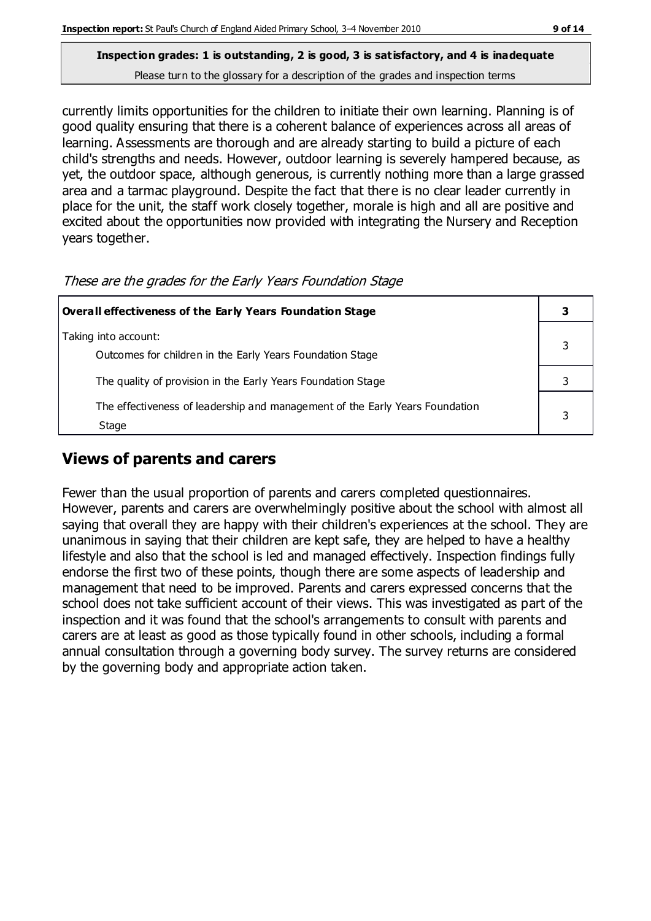**Inspection grades: 1 is outstanding, 2 is good, 3 is satisfactory, and 4 is inadequate**
Please turn to the glossary for a description of the grades and inspection terms

currently limits opportunities for the children to initiate their own learning. Planning is of good quality ensuring that there is a coherent balance of experiences across all areas of learning. Assessments are thorough and are already starting to build a picture of each child's strengths and needs. However, outdoor learning is severely hampered because, as yet, the outdoor space, although generous, is currently nothing more than a large grassed area and a tarmac playground. Despite the fact that there is no clear leader currently in place for the unit, the staff work closely together, morale is high and all are positive and excited about the opportunities now provided with integrating the Nursery and Reception years together.

*These are the grades for the Early Years Foundation Stage*

| **Overall effectiveness of the Early Years Foundation Stage** | **3** |
|---|---|
| Taking into account: Outcomes for children in the Early Years Foundation Stage | 3 |
| The quality of provision in the Early Years Foundation Stage | 3 |
| The effectiveness of leadership and management of the Early Years Foundation Stage | 3 |

## Views of parents and carers

Fewer than the usual proportion of parents and carers completed questionnaires. However, parents and carers are overwhelmingly positive about the school with almost all saying that overall they are happy with their children's experiences at the school. They are unanimous in saying that their children are kept safe, they are helped to have a healthy lifestyle and also that the school is led and managed effectively. Inspection findings fully endorse the first two of these points, though there are some aspects of leadership and management that need to be improved. Parents and carers expressed concerns that the school does not take sufficient account of their views. This was investigated as part of the inspection and it was found that the school's arrangements to consult with parents and carers are at least as good as those typically found in other schools, including a formal annual consultation through a governing body survey. The survey returns are considered by the governing body and appropriate action taken.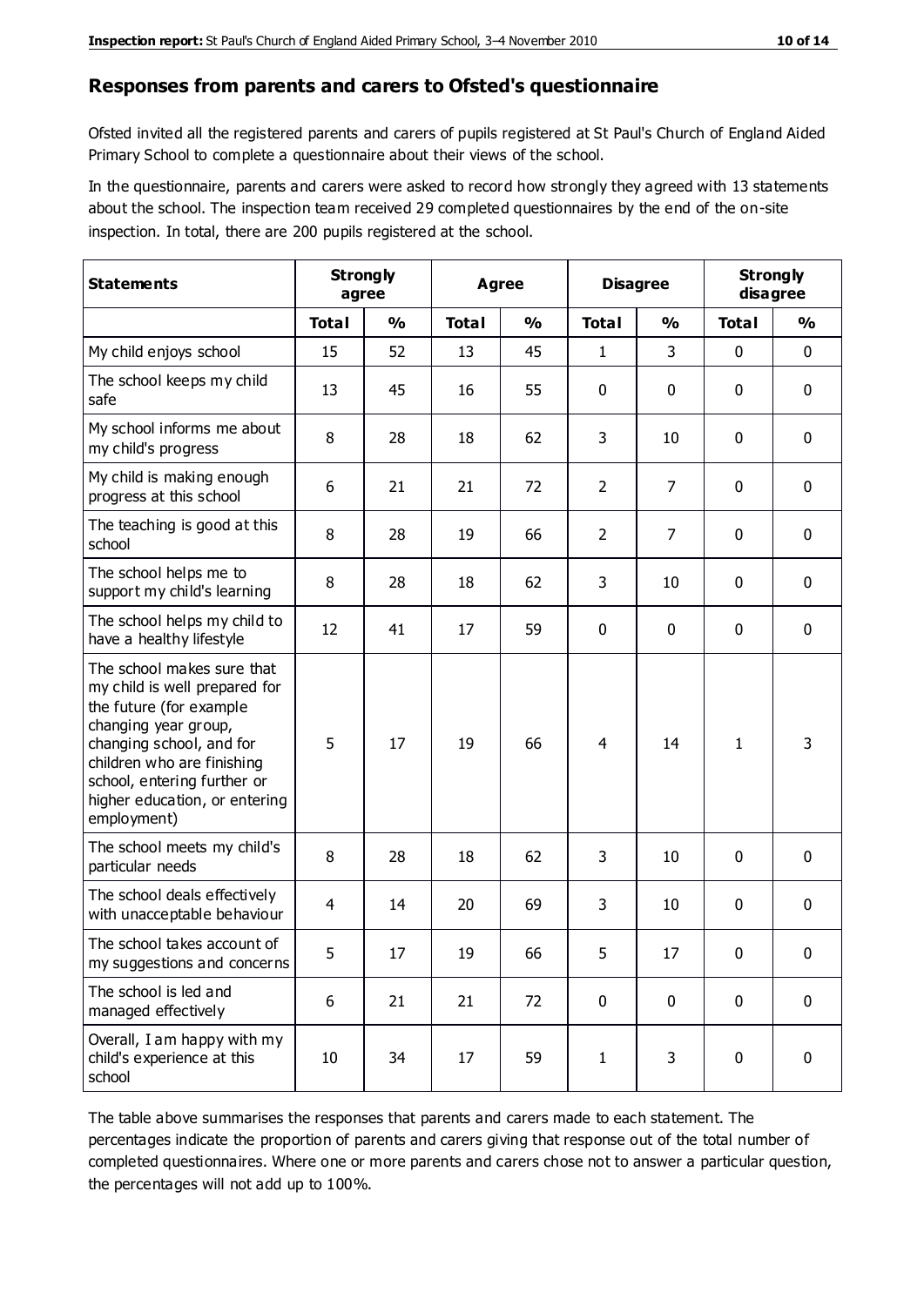## Responses from parents and carers to Ofsted's questionnaire

Ofsted invited all the registered parents and carers of pupils registered at St Paul's Church of England Aided Primary School to complete a questionnaire about their views of the school.

In the questionnaire, parents and carers were asked to record how strongly they agreed with 13 statements about the school. The inspection team received 29 completed questionnaires by the end of the on-site inspection. In total, there are 200 pupils registered at the school.

| Statements | Strongly agree | | Agree | | Disagree | | Strongly disagree | |
|---|---|---|---|---|---|---|---|---|
| | Total | % | Total | % | Total | % | Total | % |
| My child enjoys school | 15 | 52 | 13 | 45 | 1 | 3 | 0 | 0 |
| The school keeps my child safe | 13 | 45 | 16 | 55 | 0 | 0 | 0 | 0 |
| My school informs me about my child's progress | 8 | 28 | 18 | 62 | 3 | 10 | 0 | 0 |
| My child is making enough progress at this school | 6 | 21 | 21 | 72 | 2 | 7 | 0 | 0 |
| The teaching is good at this school | 8 | 28 | 19 | 66 | 2 | 7 | 0 | 0 |
| The school helps me to support my child's learning | 8 | 28 | 18 | 62 | 3 | 10 | 0 | 0 |
| The school helps my child to have a healthy lifestyle | 12 | 41 | 17 | 59 | 0 | 0 | 0 | 0 |
| The school makes sure that my child is well prepared for the future (for example changing year group, changing school, and for children who are finishing school, entering further or higher education, or entering employment) | 5 | 17 | 19 | 66 | 4 | 14 | 1 | 3 |
| The school meets my child's particular needs | 8 | 28 | 18 | 62 | 3 | 10 | 0 | 0 |
| The school deals effectively with unacceptable behaviour | 4 | 14 | 20 | 69 | 3 | 10 | 0 | 0 |
| The school takes account of my suggestions and concerns | 5 | 17 | 19 | 66 | 5 | 17 | 0 | 0 |
| The school is led and managed effectively | 6 | 21 | 21 | 72 | 0 | 0 | 0 | 0 |
| Overall, I am happy with my child's experience at this school | 10 | 34 | 17 | 59 | 1 | 3 | 0 | 0 |

The table above summarises the responses that parents and carers made to each statement. The percentages indicate the proportion of parents and carers giving that response out of the total number of completed questionnaires. Where one or more parents and carers chose not to answer a particular question, the percentages will not add up to 100%.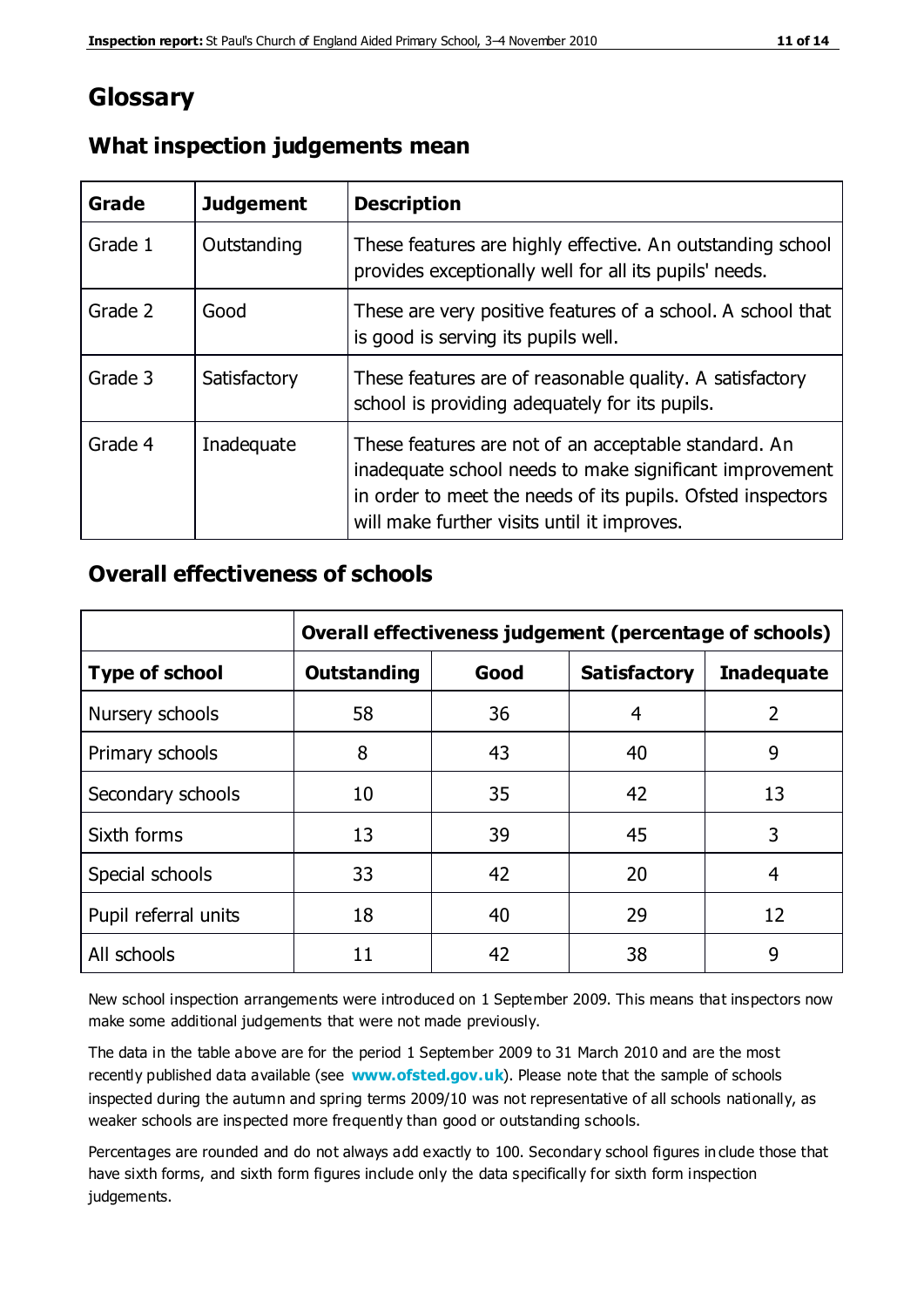# Glossary

## What inspection judgements mean

| Grade | Judgement | Description |
| --- | --- | --- |
| Grade 1 | Outstanding | These features are highly effective. An outstanding school provides exceptionally well for all its pupils' needs. |
| Grade 2 | Good | These are very positive features of a school. A school that is good is serving its pupils well. |
| Grade 3 | Satisfactory | These features are of reasonable quality. A satisfactory school is providing adequately for its pupils. |
| Grade 4 | Inadequate | These features are not of an acceptable standard. An inadequate school needs to make significant improvement in order to meet the needs of its pupils. Ofsted inspectors will make further visits until it improves. |

## Overall effectiveness of schools

| | Overall effectiveness judgement (percentage of schools) | | | |
| --- | --- | --- | --- | --- |
| **Type of school** | **Outstanding** | **Good** | **Satisfactory** | **Inadequate** |
| Nursery schools | 58 | 36 | 4 | 2 |
| Primary schools | 8 | 43 | 40 | 9 |
| Secondary schools | 10 | 35 | 42 | 13 |
| Sixth forms | 13 | 39 | 45 | 3 |
| Special schools | 33 | 42 | 20 | 4 |
| Pupil referral units | 18 | 40 | 29 | 12 |
| All schools | 11 | 42 | 38 | 9 |

New school inspection arrangements were introduced on 1 September 2009. This means that inspectors now make some additional judgements that were not made previously.

The data in the table above are for the period 1 September 2009 to 31 March 2010 and are the most recently published data available (see **www.ofsted.gov.uk**). Please note that the sample of schools inspected during the autumn and spring terms 2009/10 was not representative of all schools nationally, as weaker schools are inspected more frequently than good or outstanding schools.

Percentages are rounded and do not always add exactly to 100. Secondary school figures include those that have sixth forms, and sixth form figures include only the data specifically for sixth form inspection judgements.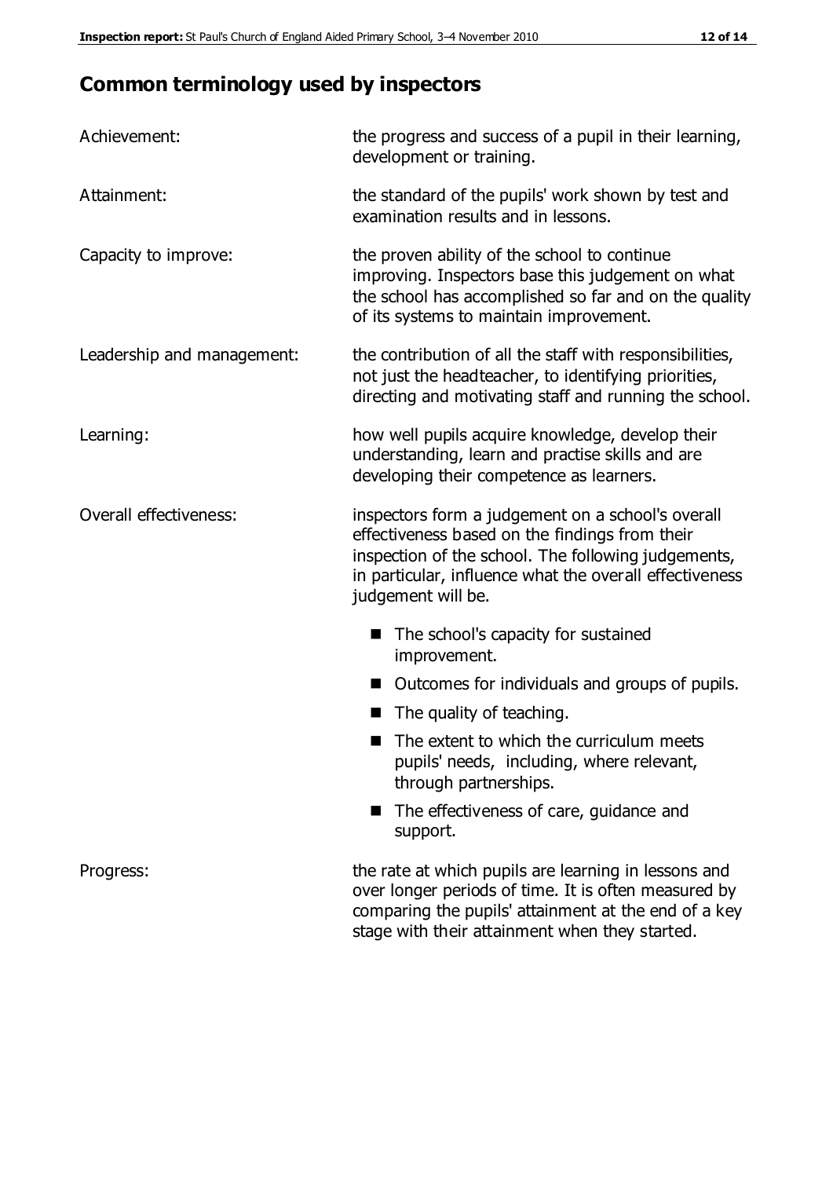## Common terminology used by inspectors

| | |
|---|---|
| Achievement: | the progress and success of a pupil in their learning, development or training. |
| Attainment: | the standard of the pupils' work shown by test and examination results and in lessons. |
| Capacity to improve: | the proven ability of the school to continue improving. Inspectors base this judgement on what the school has accomplished so far and on the quality of its systems to maintain improvement. |
| Leadership and management: | the contribution of all the staff with responsibilities, not just the headteacher, to identifying priorities, directing and motivating staff and running the school. |
| Learning: | how well pupils acquire knowledge, develop their understanding, learn and practise skills and are developing their competence as learners. |
| Overall effectiveness: | inspectors form a judgement on a school's overall effectiveness based on the findings from their inspection of the school. The following judgements, in particular, influence what the overall effectiveness judgement will be.<br>■ The school's capacity for sustained improvement.<br>■ Outcomes for individuals and groups of pupils.<br>■ The quality of teaching.<br>■ The extent to which the curriculum meets pupils' needs, including, where relevant, through partnerships.<br>■ The effectiveness of care, guidance and support. |
| Progress: | the rate at which pupils are learning in lessons and over longer periods of time. It is often measured by comparing the pupils' attainment at the end of a key stage with their attainment when they started. |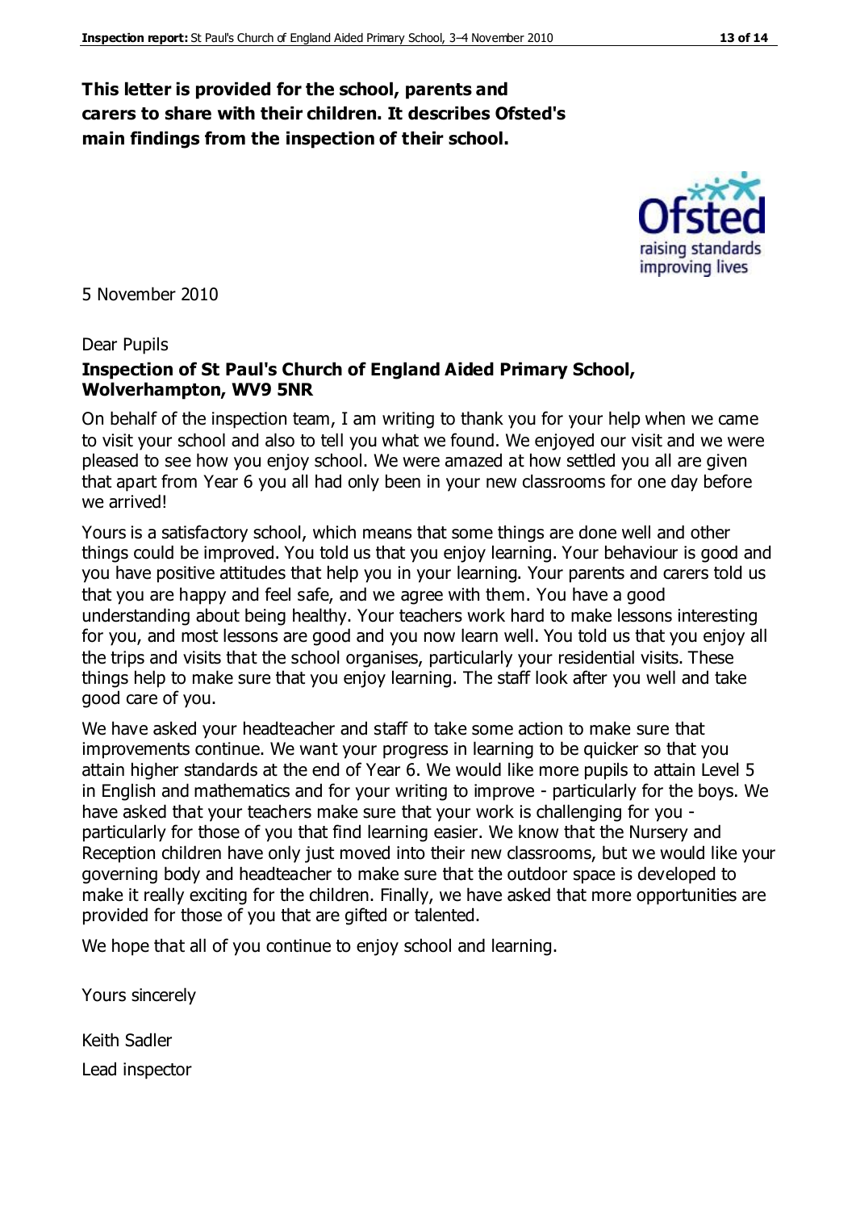**This letter is provided for the school, parents and carers to share with their children. It describes Ofsted's main findings from the inspection of their school.**

5 November 2010

Dear Pupils

**Inspection of St Paul's Church of England Aided Primary School, Wolverhampton, WV9 5NR**

On behalf of the inspection team, I am writing to thank you for your help when we came to visit your school and also to tell you what we found. We enjoyed our visit and we were pleased to see how you enjoy school. We were amazed at how settled you all are given that apart from Year 6 you all had only been in your new classrooms for one day before we arrived!

Yours is a satisfactory school, which means that some things are done well and other things could be improved. You told us that you enjoy learning. Your behaviour is good and you have positive attitudes that help you in your learning. Your parents and carers told us that you are happy and feel safe, and we agree with them. You have a good understanding about being healthy. Your teachers work hard to make lessons interesting for you, and most lessons are good and you now learn well. You told us that you enjoy all the trips and visits that the school organises, particularly your residential visits. These things help to make sure that you enjoy learning. The staff look after you well and take good care of you.

We have asked your headteacher and staff to take some action to make sure that improvements continue. We want your progress in learning to be quicker so that you attain higher standards at the end of Year 6. We would like more pupils to attain Level 5 in English and mathematics and for your writing to improve - particularly for the boys. We have asked that your teachers make sure that your work is challenging for you - particularly for those of you that find learning easier. We know that the Nursery and Reception children have only just moved into their new classrooms, but we would like your governing body and headteacher to make sure that the outdoor space is developed to make it really exciting for the children. Finally, we have asked that more opportunities are provided for those of you that are gifted or talented.

We hope that all of you continue to enjoy school and learning.

Yours sincerely

Keith Sadler

Lead inspector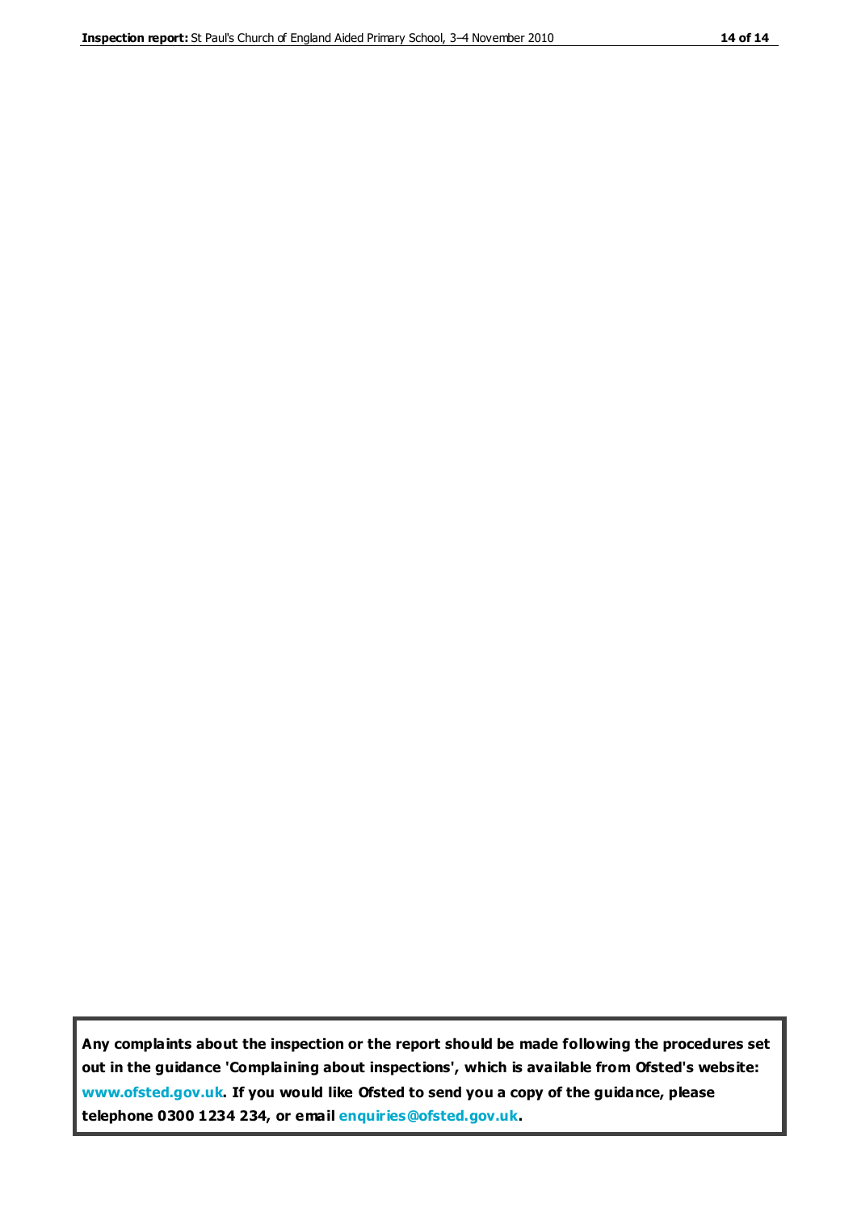**Any complaints about the inspection or the report should be made following the procedures set out in the guidance 'Complaining about inspections', which is available from Ofsted's website: www.ofsted.gov.uk. If you would like Ofsted to send you a copy of the guidance, please telephone 0300 1234 234, or email enquiries@ofsted.gov.uk.**